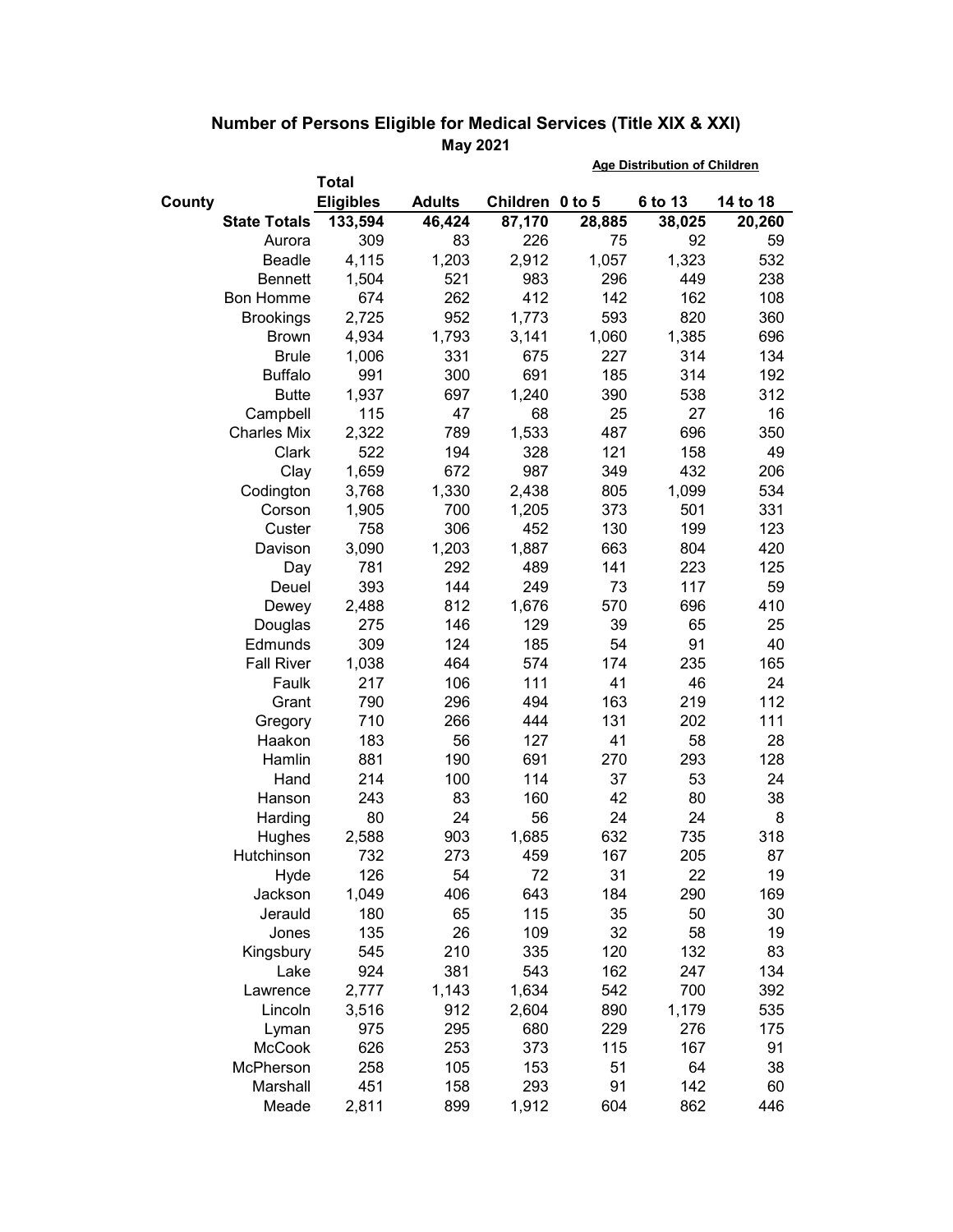## Number of Persons Eligible for Medical Services (Title XIX & XXI)

**May 2021**

| County | Total Eligibles | Adults | Children | Age Distribution of Children: 0 to 5 | 6 to 13 | 14 to 18 |
|---|---|---|---|---|---|---|
| **State Totals** | **133,594** | **46,424** | **87,170** | **28,885** | **38,025** | **20,260** |
| Aurora | 309 | 83 | 226 | 75 | 92 | 59 |
| Beadle | 4,115 | 1,203 | 2,912 | 1,057 | 1,323 | 532 |
| Bennett | 1,504 | 521 | 983 | 296 | 449 | 238 |
| Bon Homme | 674 | 262 | 412 | 142 | 162 | 108 |
| Brookings | 2,725 | 952 | 1,773 | 593 | 820 | 360 |
| Brown | 4,934 | 1,793 | 3,141 | 1,060 | 1,385 | 696 |
| Brule | 1,006 | 331 | 675 | 227 | 314 | 134 |
| Buffalo | 991 | 300 | 691 | 185 | 314 | 192 |
| Butte | 1,937 | 697 | 1,240 | 390 | 538 | 312 |
| Campbell | 115 | 47 | 68 | 25 | 27 | 16 |
| Charles Mix | 2,322 | 789 | 1,533 | 487 | 696 | 350 |
| Clark | 522 | 194 | 328 | 121 | 158 | 49 |
| Clay | 1,659 | 672 | 987 | 349 | 432 | 206 |
| Codington | 3,768 | 1,330 | 2,438 | 805 | 1,099 | 534 |
| Corson | 1,905 | 700 | 1,205 | 373 | 501 | 331 |
| Custer | 758 | 306 | 452 | 130 | 199 | 123 |
| Davison | 3,090 | 1,203 | 1,887 | 663 | 804 | 420 |
| Day | 781 | 292 | 489 | 141 | 223 | 125 |
| Deuel | 393 | 144 | 249 | 73 | 117 | 59 |
| Dewey | 2,488 | 812 | 1,676 | 570 | 696 | 410 |
| Douglas | 275 | 146 | 129 | 39 | 65 | 25 |
| Edmunds | 309 | 124 | 185 | 54 | 91 | 40 |
| Fall River | 1,038 | 464 | 574 | 174 | 235 | 165 |
| Faulk | 217 | 106 | 111 | 41 | 46 | 24 |
| Grant | 790 | 296 | 494 | 163 | 219 | 112 |
| Gregory | 710 | 266 | 444 | 131 | 202 | 111 |
| Haakon | 183 | 56 | 127 | 41 | 58 | 28 |
| Hamlin | 881 | 190 | 691 | 270 | 293 | 128 |
| Hand | 214 | 100 | 114 | 37 | 53 | 24 |
| Hanson | 243 | 83 | 160 | 42 | 80 | 38 |
| Harding | 80 | 24 | 56 | 24 | 24 | 8 |
| Hughes | 2,588 | 903 | 1,685 | 632 | 735 | 318 |
| Hutchinson | 732 | 273 | 459 | 167 | 205 | 87 |
| Hyde | 126 | 54 | 72 | 31 | 22 | 19 |
| Jackson | 1,049 | 406 | 643 | 184 | 290 | 169 |
| Jerauld | 180 | 65 | 115 | 35 | 50 | 30 |
| Jones | 135 | 26 | 109 | 32 | 58 | 19 |
| Kingsbury | 545 | 210 | 335 | 120 | 132 | 83 |
| Lake | 924 | 381 | 543 | 162 | 247 | 134 |
| Lawrence | 2,777 | 1,143 | 1,634 | 542 | 700 | 392 |
| Lincoln | 3,516 | 912 | 2,604 | 890 | 1,179 | 535 |
| Lyman | 975 | 295 | 680 | 229 | 276 | 175 |
| McCook | 626 | 253 | 373 | 115 | 167 | 91 |
| McPherson | 258 | 105 | 153 | 51 | 64 | 38 |
| Marshall | 451 | 158 | 293 | 91 | 142 | 60 |
| Meade | 2,811 | 899 | 1,912 | 604 | 862 | 446 |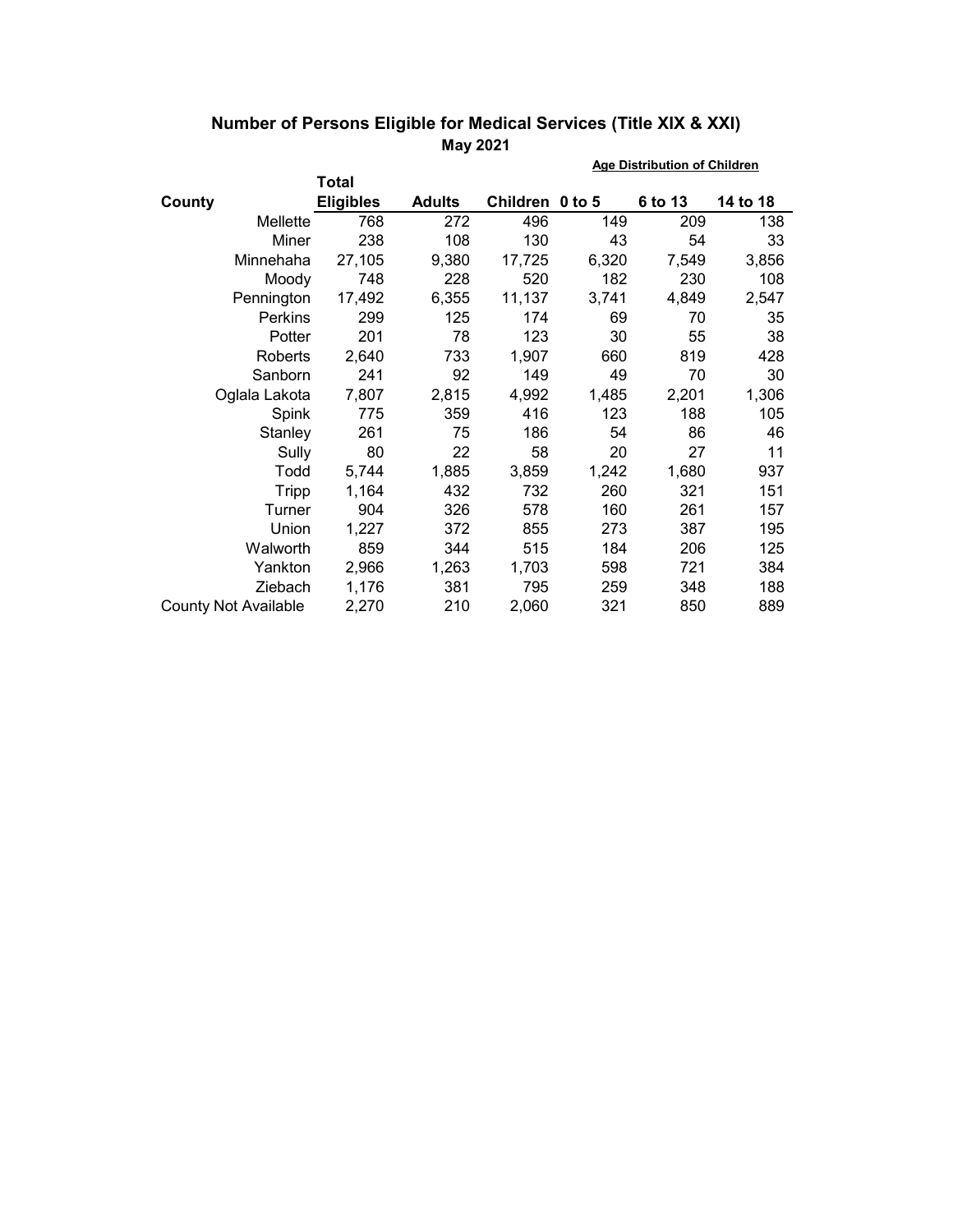**Number of Persons Eligible for Medical Services (Title XIX & XXI)**
**May 2021**

| County | Total Eligibles | Adults | Children | Age Distribution of Children | | |
|---|---|---|---|---|---|---|
| | | | | 0 to 5 | 6 to 13 | 14 to 18 |
| Mellette | 768 | 272 | 496 | 149 | 209 | 138 |
| Miner | 238 | 108 | 130 | 43 | 54 | 33 |
| Minnehaha | 27,105 | 9,380 | 17,725 | 6,320 | 7,549 | 3,856 |
| Moody | 748 | 228 | 520 | 182 | 230 | 108 |
| Pennington | 17,492 | 6,355 | 11,137 | 3,741 | 4,849 | 2,547 |
| Perkins | 299 | 125 | 174 | 69 | 70 | 35 |
| Potter | 201 | 78 | 123 | 30 | 55 | 38 |
| Roberts | 2,640 | 733 | 1,907 | 660 | 819 | 428 |
| Sanborn | 241 | 92 | 149 | 49 | 70 | 30 |
| Oglala Lakota | 7,807 | 2,815 | 4,992 | 1,485 | 2,201 | 1,306 |
| Spink | 775 | 359 | 416 | 123 | 188 | 105 |
| Stanley | 261 | 75 | 186 | 54 | 86 | 46 |
| Sully | 80 | 22 | 58 | 20 | 27 | 11 |
| Todd | 5,744 | 1,885 | 3,859 | 1,242 | 1,680 | 937 |
| Tripp | 1,164 | 432 | 732 | 260 | 321 | 151 |
| Turner | 904 | 326 | 578 | 160 | 261 | 157 |
| Union | 1,227 | 372 | 855 | 273 | 387 | 195 |
| Walworth | 859 | 344 | 515 | 184 | 206 | 125 |
| Yankton | 2,966 | 1,263 | 1,703 | 598 | 721 | 384 |
| Ziebach | 1,176 | 381 | 795 | 259 | 348 | 188 |
| County Not Available | 2,270 | 210 | 2,060 | 321 | 850 | 889 |